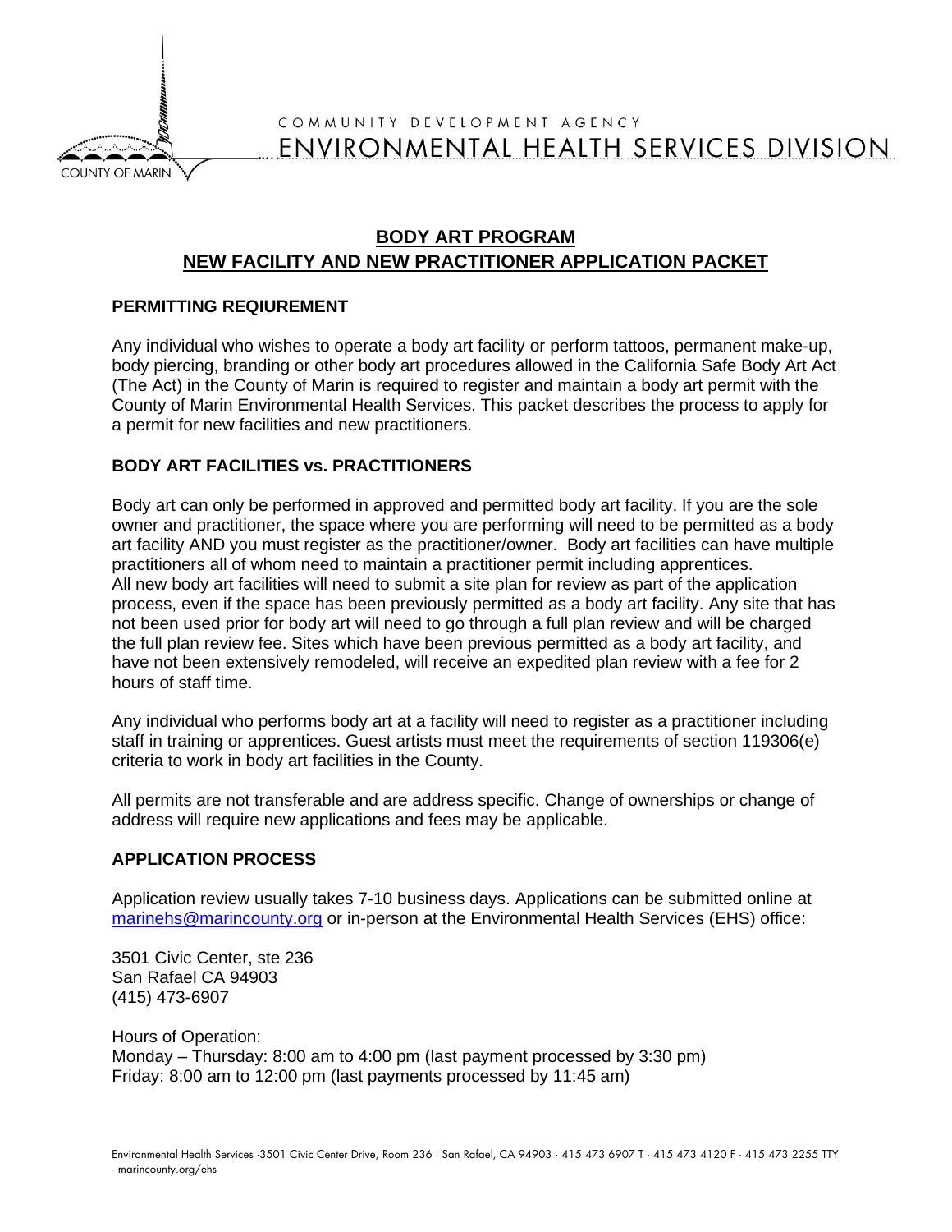COMMUNITY DEVELOPMENT AGENCY
ENVIRONMENTAL HEALTH SERVICES DIVISION

COUNTY OF MARIN

# BODY ART PROGRAM
# NEW FACILITY AND NEW PRACTITIONER APPLICATION PACKET

## PERMITTING REQIUREMENT

Any individual who wishes to operate a body art facility or perform tattoos, permanent make-up, body piercing, branding or other body art procedures allowed in the California Safe Body Art Act (The Act) in the County of Marin is required to register and maintain a body art permit with the County of Marin Environmental Health Services. This packet describes the process to apply for a permit for new facilities and new practitioners.

## BODY ART FACILITIES vs. PRACTITIONERS

Body art can only be performed in approved and permitted body art facility. If you are the sole owner and practitioner, the space where you are performing will need to be permitted as a body art facility AND you must register as the practitioner/owner. Body art facilities can have multiple practitioners all of whom need to maintain a practitioner permit including apprentices. All new body art facilities will need to submit a site plan for review as part of the application process, even if the space has been previously permitted as a body art facility. Any site that has not been used prior for body art will need to go through a full plan review and will be charged the full plan review fee. Sites which have been previous permitted as a body art facility, and have not been extensively remodeled, will receive an expedited plan review with a fee for 2 hours of staff time.

Any individual who performs body art at a facility will need to register as a practitioner including staff in training or apprentices. Guest artists must meet the requirements of section 119306(e) criteria to work in body art facilities in the County.

All permits are not transferable and are address specific. Change of ownerships or change of address will require new applications and fees may be applicable.

## APPLICATION PROCESS

Application review usually takes 7-10 business days. Applications can be submitted online at marinehs@marincounty.org or in-person at the Environmental Health Services (EHS) office:

3501 Civic Center, ste 236
San Rafael CA 94903
(415) 473-6907

Hours of Operation:
Monday – Thursday: 8:00 am to 4:00 pm (last payment processed by 3:30 pm)
Friday: 8:00 am to 12:00 pm (last payments processed by 11:45 am)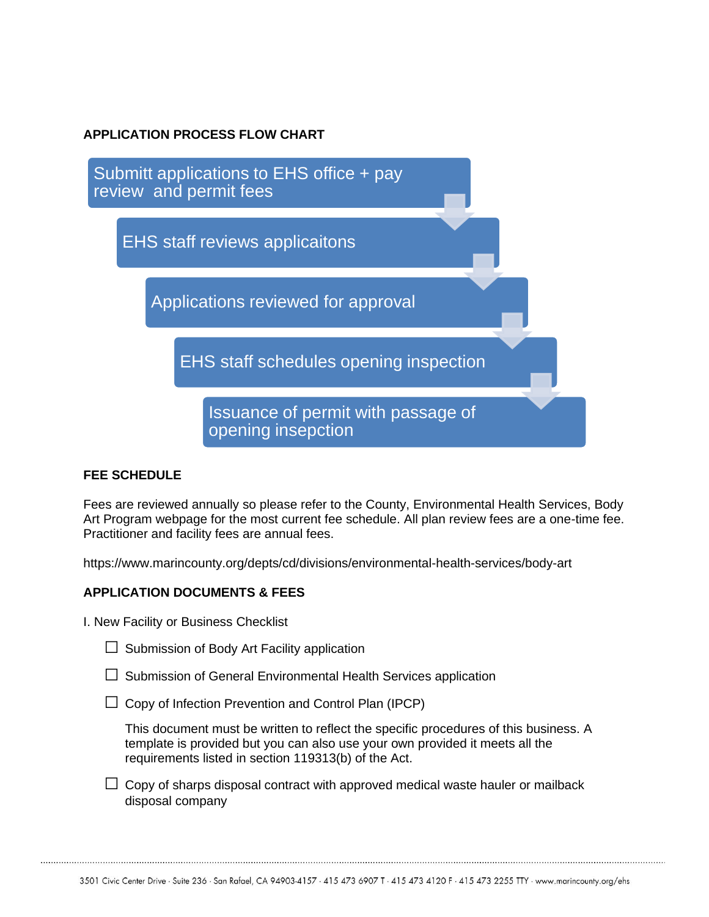**APPLICATION PROCESS FLOW CHART**

1. Submitt applications to EHS office + pay review and permit fees
2. EHS staff reviews applicaitons
3. Applications reviewed for approval
4. EHS staff schedules opening inspection
5. Issuance of permit with passage of opening insepction

**FEE SCHEDULE**

Fees are reviewed annually so please refer to the County, Environmental Health Services, Body Art Program webpage for the most current fee schedule. All plan review fees are a one-time fee. Practitioner and facility fees are annual fees.

https://www.marincounty.org/depts/cd/divisions/environmental-health-services/body-art

**APPLICATION DOCUMENTS & FEES**

I. New Facility or Business Checklist

- ☐ Submission of Body Art Facility application
- ☐ Submission of General Environmental Health Services application
- ☐ Copy of Infection Prevention and Control Plan (IPCP)

  This document must be written to reflect the specific procedures of this business. A template is provided but you can also use your own provided it meets all the requirements listed in section 119313(b) of the Act.

- ☐ Copy of sharps disposal contract with approved medical waste hauler or mailback disposal company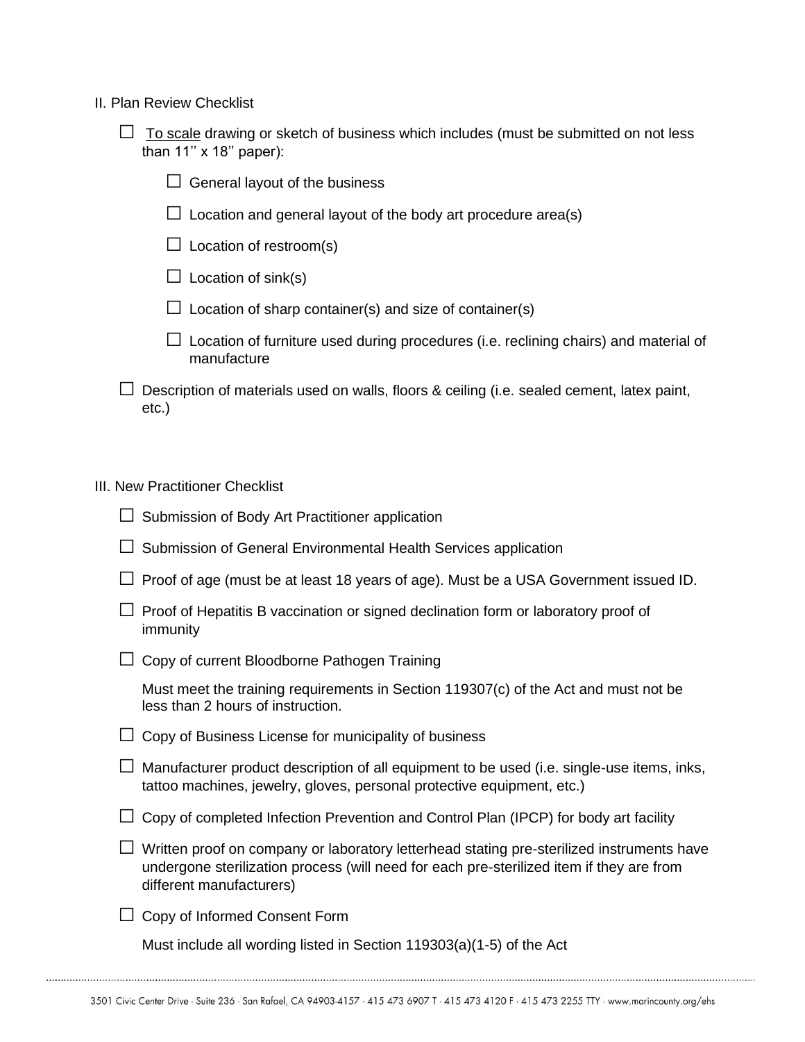## II. Plan Review Checklist

- ☐ To scale drawing or sketch of business which includes (must be submitted on not less than 11'' x 18'' paper):
  - ☐ General layout of the business
  - ☐ Location and general layout of the body art procedure area(s)
  - ☐ Location of restroom(s)
  - ☐ Location of sink(s)
  - ☐ Location of sharp container(s) and size of container(s)
  - ☐ Location of furniture used during procedures (i.e. reclining chairs) and material of manufacture
- ☐ Description of materials used on walls, floors & ceiling (i.e. sealed cement, latex paint, etc.)

## III. New Practitioner Checklist

- ☐ Submission of Body Art Practitioner application
- ☐ Submission of General Environmental Health Services application
- ☐ Proof of age (must be at least 18 years of age). Must be a USA Government issued ID.
- ☐ Proof of Hepatitis B vaccination or signed declination form or laboratory proof of immunity
- ☐ Copy of current Bloodborne Pathogen Training

  Must meet the training requirements in Section 119307(c) of the Act and must not be less than 2 hours of instruction.
- ☐ Copy of Business License for municipality of business
- ☐ Manufacturer product description of all equipment to be used (i.e. single-use items, inks, tattoo machines, jewelry, gloves, personal protective equipment, etc.)
- ☐ Copy of completed Infection Prevention and Control Plan (IPCP) for body art facility
- ☐ Written proof on company or laboratory letterhead stating pre-sterilized instruments have undergone sterilization process (will need for each pre-sterilized item if they are from different manufacturers)
- ☐ Copy of Informed Consent Form

  Must include all wording listed in Section 119303(a)(1-5) of the Act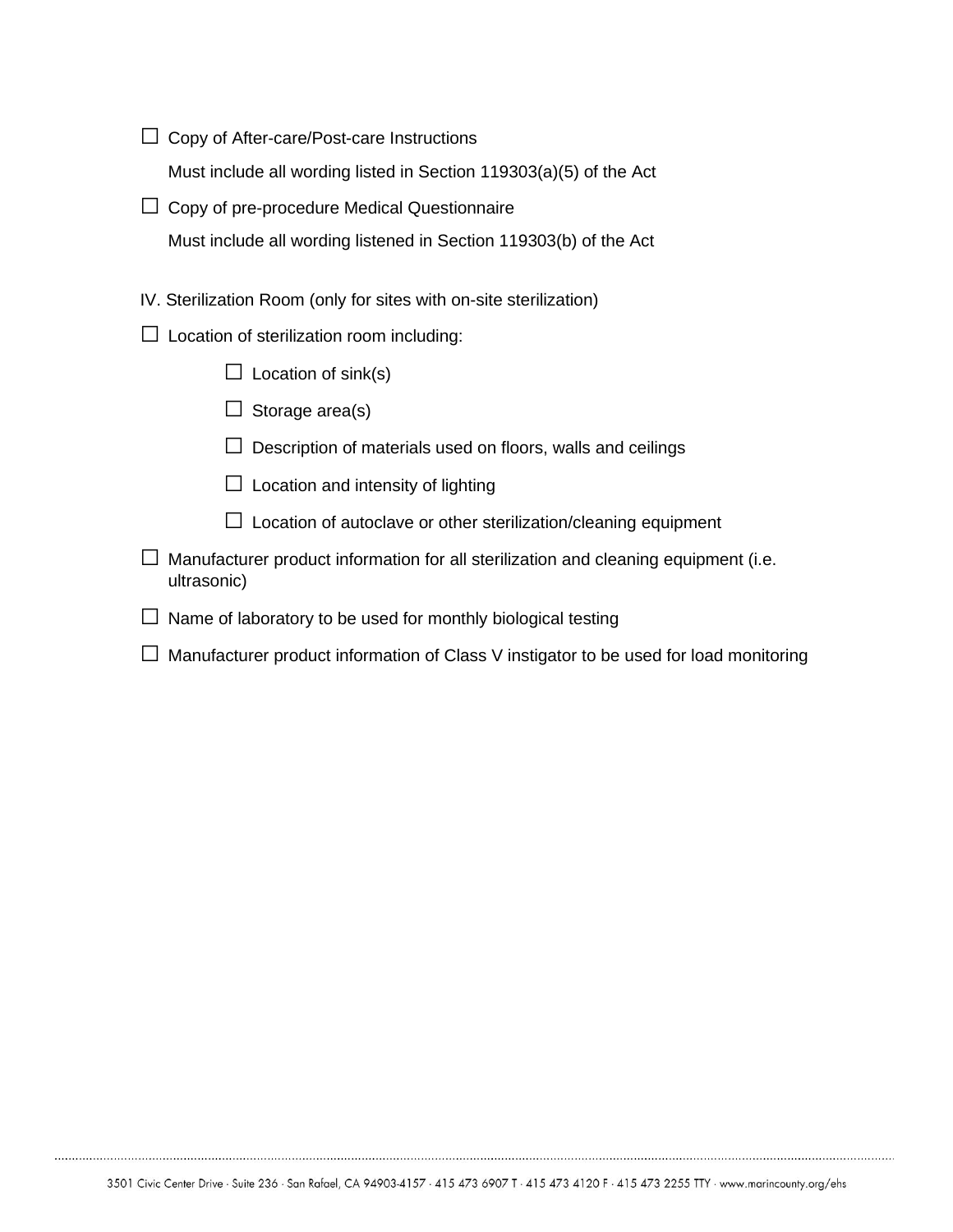☐ Copy of After-care/Post-care Instructions

Must include all wording listed in Section 119303(a)(5) of the Act

☐ Copy of pre-procedure Medical Questionnaire

Must include all wording listened in Section 119303(b) of the Act

IV. Sterilization Room (only for sites with on-site sterilization)

☐ Location of sterilization room including:

- ☐ Location of sink(s)
- ☐ Storage area(s)
- ☐ Description of materials used on floors, walls and ceilings
- ☐ Location and intensity of lighting
- ☐ Location of autoclave or other sterilization/cleaning equipment

☐ Manufacturer product information for all sterilization and cleaning equipment (i.e. ultrasonic)

☐ Name of laboratory to be used for monthly biological testing

☐ Manufacturer product information of Class V instigator to be used for load monitoring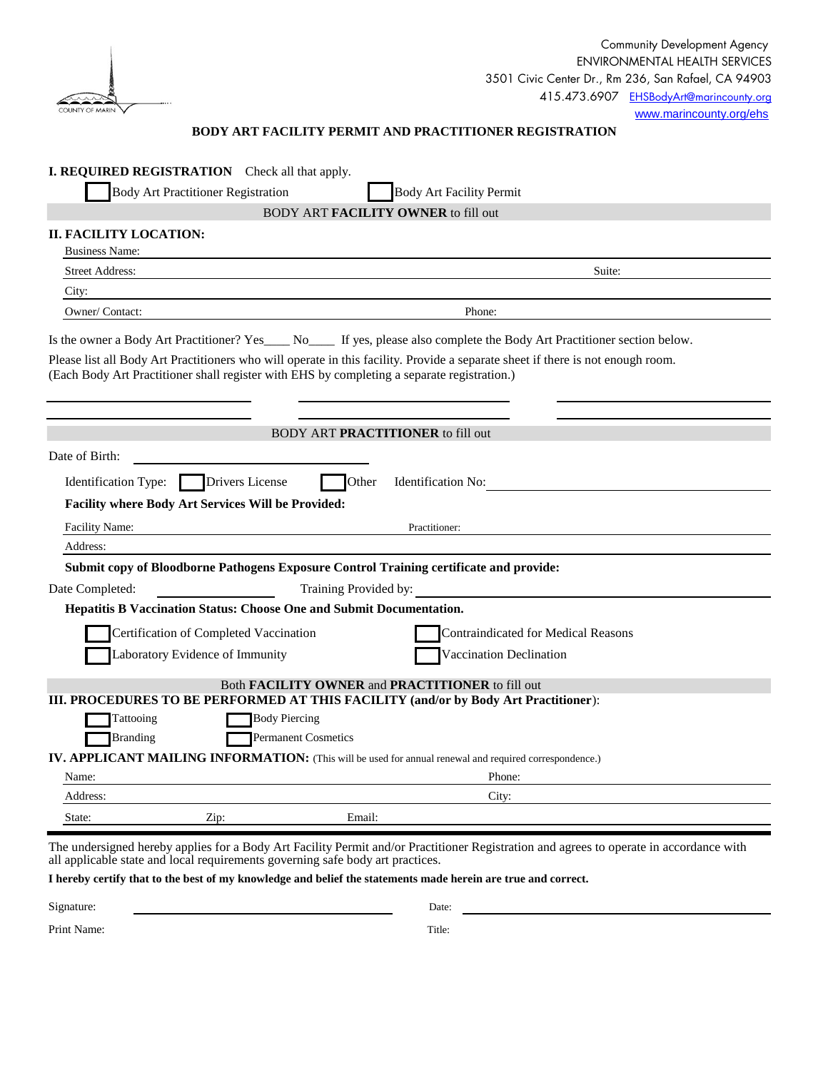Community Development Agency
ENVIRONMENTAL HEALTH SERVICES
3501 Civic Center Dr., Rm 236, San Rafael, CA 94903
415.473.6907 EHSBodyArt@marincounty.org
www.marincounty.org/ehs

COUNTY OF MARIN

## BODY ART FACILITY PERMIT AND PRACTITIONER REGISTRATION

**I. REQUIRED REGISTRATION** Check all that apply.

☐ Body Art Practitioner Registration ☐ Body Art Facility Permit

BODY ART **FACILITY OWNER** to fill out

**II. FACILITY LOCATION:**

Business Name: ____________________

Street Address: ____________________ Suite: ____________________

City: ____________________

Owner/ Contact: ____________________ Phone: ____________________

Is the owner a Body Art Practitioner? Yes____ No____ If yes, please also complete the Body Art Practitioner section below.

Please list all Body Art Practitioners who will operate in this facility. Provide a separate sheet if there is not enough room. (Each Body Art Practitioner shall register with EHS by completing a separate registration.)

____________________ ____________________ ____________________

____________________ ____________________ ____________________

BODY ART **PRACTITIONER** to fill out

Date of Birth: ____________________

Identification Type: ☐ Drivers License ☐ Other Identification No: ____________________

**Facility where Body Art Services Will be Provided:**

Facility Name: ____________________ Practitioner: ____________________

Address: ____________________

**Submit copy of Bloodborne Pathogens Exposure Control Training certificate and provide:**

Date Completed: ____________________ Training Provided by: ____________________

**Hepatitis B Vaccination Status: Choose One and Submit Documentation.**

☐ Certification of Completed Vaccination ☐ Contraindicated for Medical Reasons

☐ Laboratory Evidence of Immunity ☐ Vaccination Declination

Both **FACILITY OWNER** and **PRACTITIONER** to fill out

**III. PROCEDURES TO BE PERFORMED AT THIS FACILITY (and/or by Body Art Practitioner):**

☐ Tattooing ☐ Body Piercing

☐ Branding ☐ Permanent Cosmetics

**IV. APPLICANT MAILING INFORMATION:** (This will be used for annual renewal and required correspondence.)

Name: ____________________ Phone: ____________________

Address: ____________________ City: ____________________

State: __________ Zip: __________ Email: ____________________

---

The undersigned hereby applies for a Body Art Facility Permit and/or Practitioner Registration and agrees to operate in accordance with all applicable state and local requirements governing safe body art practices.

**I hereby certify that to the best of my knowledge and belief the statements made herein are true and correct.**

Signature: ____________________ Date: ____________________

Print Name: ____________________ Title: ____________________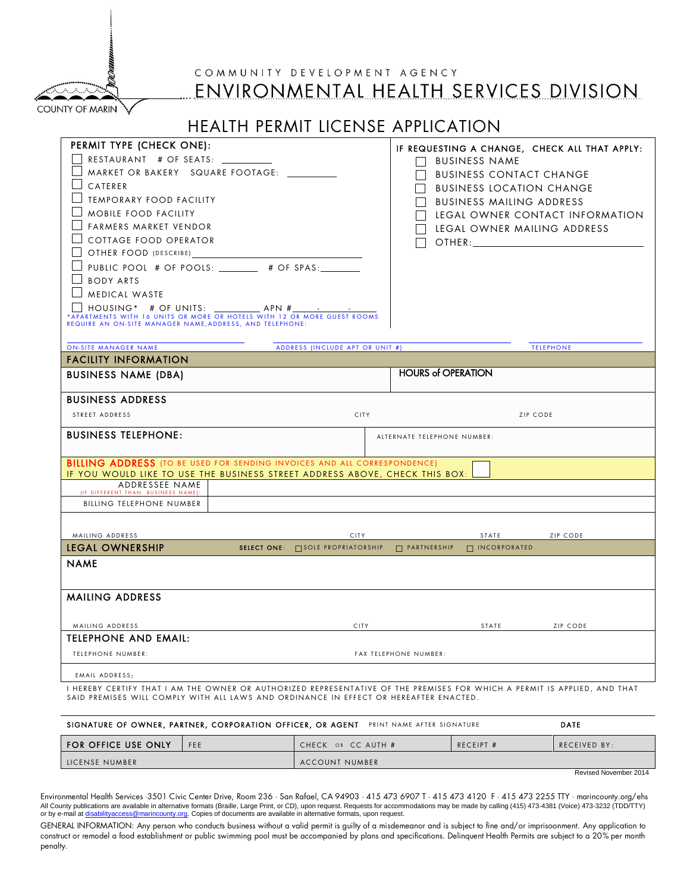COUNTY OF MARIN

COMMUNITY DEVELOPMENT AGENCY

# ENVIRONMENTAL HEALTH SERVICES DIVISION

## HEALTH PERMIT LICENSE APPLICATION

**PERMIT TYPE (CHECK ONE):**

- ☐ RESTAURANT # OF SEATS: ________
- ☐ MARKET OR BAKERY SQUARE FOOTAGE: ________
- ☐ CATERER
- ☐ TEMPORARY FOOD FACILITY
- ☐ MOBILE FOOD FACILITY
- ☐ FARMERS MARKET VENDOR
- ☐ COTTAGE FOOD OPERATOR
- ☐ OTHER FOOD (DESCRIBE) ________________________
- ☐ PUBLIC POOL # OF POOLS: ________ # OF SPAS: ________
- ☐ BODY ARTS
- ☐ MEDICAL WASTE
- ☐ HOUSING* # OF UNITS: ________ APN #____-____-____

*APARTMENTS WITH 16 UNITS OR MORE OR HOTELS WITH 12 OR MORE GUEST ROOMS REQUIRE AN ON-SITE MANAGER NAME, ADDRESS, AND TELEPHONE:

**IF REQUESTING A CHANGE, CHECK ALL THAT APPLY:**

- ☐ BUSINESS NAME
- ☐ BUSINESS CONTACT CHANGE
- ☐ BUSINESS LOCATION CHANGE
- ☐ BUSINESS MAILING ADDRESS
- ☐ LEGAL OWNER CONTACT INFORMATION
- ☐ LEGAL OWNER MAILING ADDRESS
- ☐ OTHER: ________________________

| ON-SITE MANAGER NAME | ADDRESS (INCLUDE APT OR UNIT #) | TELEPHONE |
|---|---|---|
| | | |

### FACILITY INFORMATION

| | | |
|---|---|---|
| **BUSINESS NAME (DBA)** | **HOURS of OPERATION** | |
| **BUSINESS ADDRESS** STREET ADDRESS | CITY | ZIP CODE |
| **BUSINESS TELEPHONE:** | ALTERNATE TELEPHONE NUMBER: | |

**BILLING ADDRESS** (TO BE USED FOR SENDING INVOICES AND ALL CORRESPONDENCE)

IF YOU WOULD LIKE TO USE THE BUSINESS STREET ADDRESS ABOVE, CHECK THIS BOX: ☐

| | |
|---|---|
| ADDRESSEE NAME (IF DIFFERENT THAN BUSINESS NAME): | |
| BILLING TELEPHONE NUMBER | |

| MAILING ADDRESS | CITY | STATE | ZIP CODE |
|---|---|---|---|
| | | | |

### LEGAL OWNERSHIP

**SELECT ONE:** ☐ SOLE PROPRIATORSHIP ☐ PARTNERSHIP ☐ INCORPORATED

**NAME**

**MAILING ADDRESS**

| MAILING ADDRESS | CITY | STATE | ZIP CODE |
|---|---|---|---|
| | | | |

**TELEPHONE AND EMAIL:**

| TELEPHONE NUMBER: | FAX TELEPHONE NUMBER: |
|---|---|
| | |

EMAIL ADDRESS:

I HEREBY CERTIFY THAT I AM THE OWNER OR AUTHORIZED REPRESENTATIVE OF THE PREMISES FOR WHICH A PERMIT IS APPLIED, AND THAT SAID PREMISES WILL COMPLY WITH ALL LAWS AND ORDINANCE IN EFFECT OR HEREAFTER ENACTED.

| SIGNATURE OF OWNER, PARTNER, CORPORATION OFFICER, OR AGENT | PRINT NAME AFTER SIGNATURE | DATE |
|---|---|---|
| | | |

| FOR OFFICE USE ONLY | FEE | CHECK OR CC AUTH # | RECEIPT # | RECEIVED BY: |
|---|---|---|---|---|
| LICENSE NUMBER | | ACCOUNT NUMBER | | |

Revised November 2014

Environmental Health Services ·3501 Civic Center Drive, Room 236 · San Rafael, CA 94903 · 415 473 6907 T · 415 473 4120 F · 415 473 2255 TTY · marincounty.org/ehs
All County publications are available in alternative formats (Braille, Large Print, or CD), upon request. Requests for accommodations may be made by calling (415) 473-4381 (Voice) 473-3232 (TDD/TTY) or by e-mail at disabilityaccess@marincounty.org. Copies of documents are available in alternative formats, upon request.

GENERAL INFORMATION: Any person who conducts business without a valid permit is guilty of a misdemeanor and is subject to fine and/or imprisoonment. Any application to construct or remodel a food establishment or public swimming pool must be accompanied by plans and specifications. Delinquent Health Permits are subject to a 20% per month penalty.